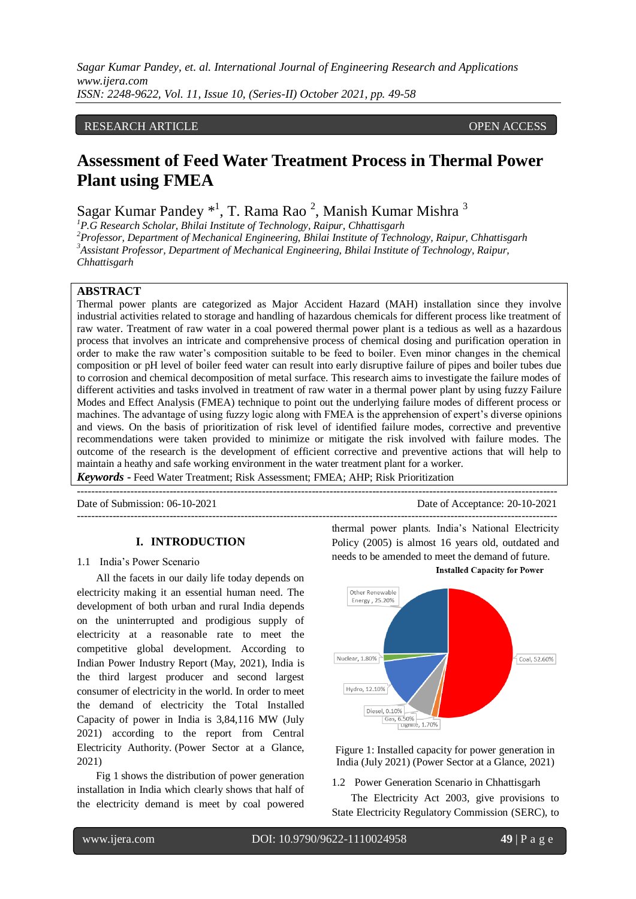RESEARCH ARTICLE OPEN ACCESS

# Assessment of Feed Water Treatment Process in Thermal Power Plant using FMEA

Sagar Kumar Pandey *[1], T. Rama Rao [2], Manish Kumar Mishra [3]

[1]P.G Research Scholar, Bhilai Institute of Technology, Raipur, Chhattisgarh
[2]Professor, Department of Mechanical Engineering, Bhilai Institute of Technology, Raipur, Chhattisgarh
[3]Assistant Professor, Department of Mechanical Engineering, Bhilai Institute of Technology, Raipur, Chhattisgarh

## ABSTRACT

Thermal power plants are categorized as Major Accident Hazard (MAH) installation since they involve industrial activities related to storage and handling of hazardous chemicals for different process like treatment of raw water. Treatment of raw water in a coal powered thermal power plant is a tedious as well as a hazardous process that involves an intricate and comprehensive process of chemical dosing and purification operation in order to make the raw water's composition suitable to be feed to boiler. Even minor changes in the chemical composition or pH level of boiler feed water can result into early disruptive failure of pipes and boiler tubes due to corrosion and chemical decomposition of metal surface. This research aims to investigate the failure modes of different activities and tasks involved in treatment of raw water in a thermal power plant by using fuzzy Failure Modes and Effect Analysis (FMEA) technique to point out the underlying failure modes of different process or machines. The advantage of using fuzzy logic along with FMEA is the apprehension of expert's diverse opinions and views. On the basis of prioritization of risk level of identified failure modes, corrective and preventive recommendations were taken provided to minimize or mitigate the risk involved with failure modes. The outcome of the research is the development of efficient corrective and preventive actions that will help to maintain a heathy and safe working environment in the water treatment plant for a worker.

***Keywords* -** Feed Water Treatment; Risk Assessment; FMEA; AHP; Risk Prioritization

---

Date of Submission: 06-10-2021 Date of Acceptance: 20-10-2021

---

## I. INTRODUCTION

### 1.1 India's Power Scenario

All the facets in our daily life today depends on electricity making it an essential human need. The development of both urban and rural India depends on the uninterrupted and prodigious supply of electricity at a reasonable rate to meet the competitive global development. According to Indian Power Industry Report (May, 2021), India is the third largest producer and second largest consumer of electricity in the world. In order to meet the demand of electricity the Total Installed Capacity of power in India is 3,84,116 MW (July 2021) according to the report from Central Electricity Authority. (Power Sector at a Glance, 2021)

Fig 1 shows the distribution of power generation installation in India which clearly shows that half of the electricity demand is meet by coal powered thermal power plants. India's National Electricity Policy (2005) is almost 16 years old, outdated and needs to be amended to meet the demand of future.

**Installed Capacity for Power**

Other Renewable Energy, 25.20%; Coal, 52.60%; Nuclear, 1.80%; Hydro, 12.10%; Diesel, 0.10%; Gas, 6.50%; Lignite, 1.70%

Figure 1: Installed capacity for power generation in India (July 2021) (Power Sector at a Glance, 2021)

### 1.2 Power Generation Scenario in Chhattisgarh

The Electricity Act 2003, give provisions to State Electricity Regulatory Commission (SERC), to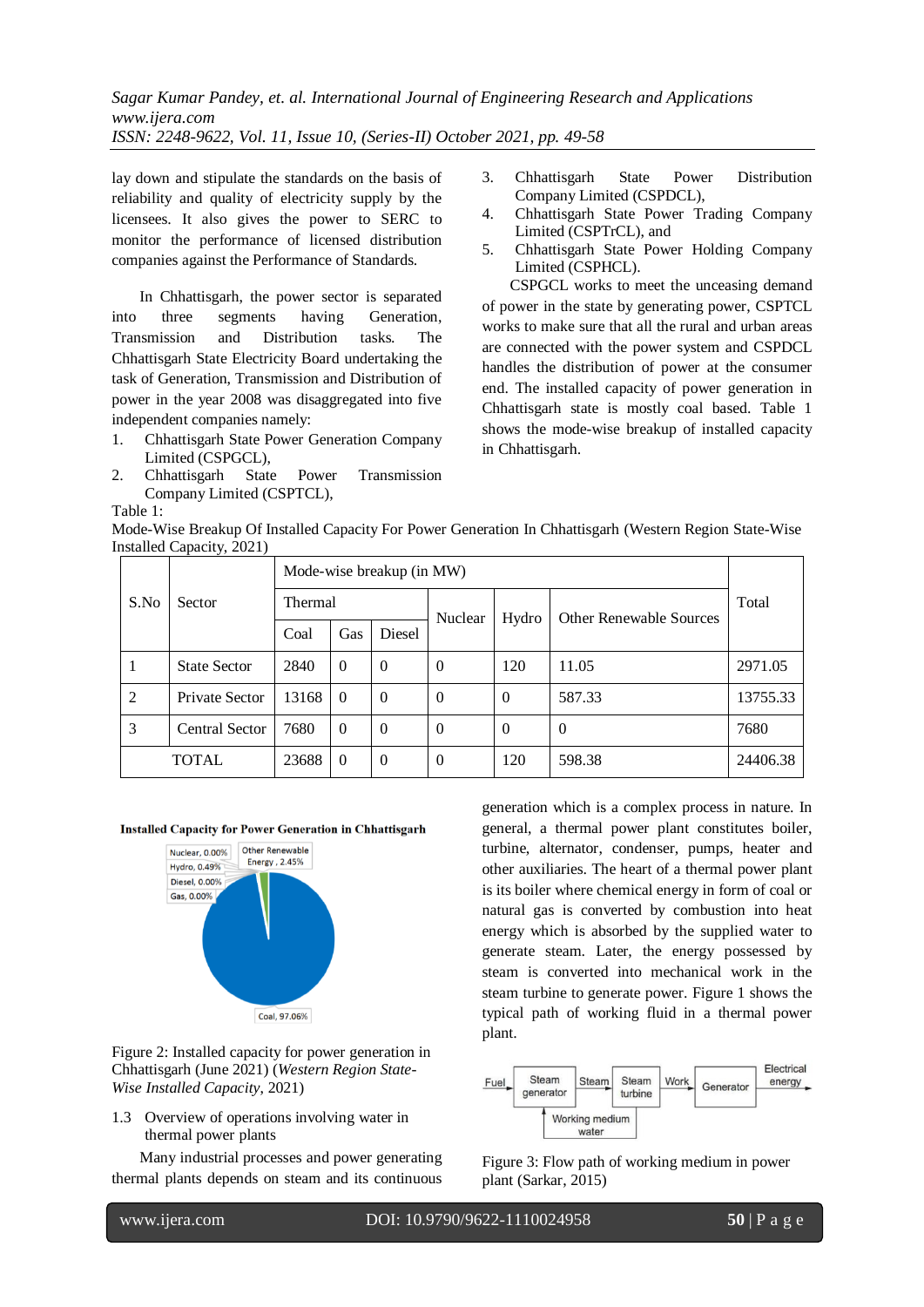lay down and stipulate the standards on the basis of reliability and quality of electricity supply by the licensees. It also gives the power to SERC to monitor the performance of licensed distribution companies against the Performance of Standards.

In Chhattisgarh, the power sector is separated into three segments having Generation, Transmission and Distribution tasks. The Chhattisgarh State Electricity Board undertaking the task of Generation, Transmission and Distribution of power in the year 2008 was disaggregated into five independent companies namely:

1. Chhattisgarh State Power Generation Company Limited (CSPGCL),
2. Chhattisgarh State Power Transmission Company Limited (CSPTCL),
3. Chhattisgarh State Power Distribution Company Limited (CSPDCL),
4. Chhattisgarh State Power Trading Company Limited (CSPTrCL), and
5. Chhattisgarh State Power Holding Company Limited (CSPHCL).

CSPGCL works to meet the unceasing demand of power in the state by generating power, CSPTCL works to make sure that all the rural and urban areas are connected with the power system and CSPDCL handles the distribution of power at the consumer end. The installed capacity of power generation in Chhattisgarh state is mostly coal based. Table 1 shows the mode-wise breakup of installed capacity in Chhattisgarh.

Table 1:
Mode-Wise Breakup Of Installed Capacity For Power Generation In Chhattisgarh (Western Region State-Wise Installed Capacity, 2021)

| S.No | Sector | Mode-wise breakup (in MW) | | | | | | Total |
|---|---|---|---|---|---|---|---|---|
| | | Thermal | | | Nuclear | Hydro | Other Renewable Sources | |
| | | Coal | Gas | Diesel | | | | |
| 1 | State Sector | 2840 | 0 | 0 | 0 | 120 | 11.05 | 2971.05 |
| 2 | Private Sector | 13168 | 0 | 0 | 0 | 0 | 587.33 | 13755.33 |
| 3 | Central Sector | 7680 | 0 | 0 | 0 | 0 | 0 | 7680 |
| TOTAL | | 23688 | 0 | 0 | 0 | 120 | 598.38 | 24406.38 |

Figure 2: Installed capacity for power generation in Chhattisgarh (June 2021) (*Western Region State-Wise Installed Capacity*, 2021)

## 1.3 Overview of operations involving water in thermal power plants

Many industrial processes and power generating thermal plants depends on steam and its continuous generation which is a complex process in nature. In general, a thermal power plant constitutes boiler, turbine, alternator, condenser, pumps, heater and other auxiliaries. The heart of a thermal power plant is its boiler where chemical energy in form of coal or natural gas is converted by combustion into heat energy which is absorbed by the supplied water to generate steam. Later, the energy possessed by steam is converted into mechanical work in the steam turbine to generate power. Figure 1 shows the typical path of working fluid in a thermal power plant.

Figure 3: Flow path of working medium in power plant (Sarkar, 2015)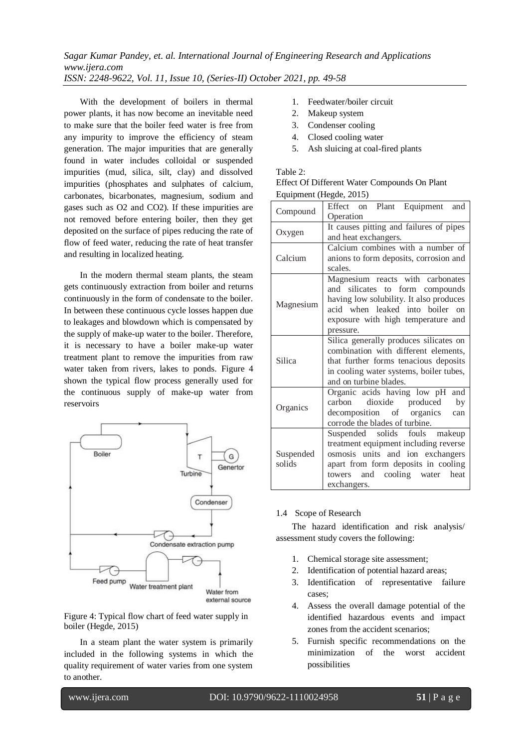With the development of boilers in thermal power plants, it has now become an inevitable need to make sure that the boiler feed water is free from any impurity to improve the efficiency of steam generation. The major impurities that are generally found in water includes colloidal or suspended impurities (mud, silica, silt, clay) and dissolved impurities (phosphates and sulphates of calcium, carbonates, bicarbonates, magnesium, sodium and gases such as $O_2$ and $CO_2$). If these impurities are not removed before entering boiler, then they get deposited on the surface of pipes reducing the rate of flow of feed water, reducing the rate of heat transfer and resulting in localized heating.

In the modern thermal steam plants, the steam gets continuously extraction from boiler and returns continuously in the form of condensate to the boiler. In between these continuous cycle losses happen due to leakages and blowdown which is compensated by the supply of make-up water to the boiler. Therefore, it is necessary to have a boiler make-up water treatment plant to remove the impurities from raw water taken from rivers, lakes to ponds. Figure 4 shown the typical flow process generally used for the continuous supply of make-up water from reservoirs

Figure 4: Typical flow chart of feed water supply in boiler (Hegde, 2015)

In a steam plant the water system is primarily included in the following systems in which the quality requirement of water varies from one system to another.

1. Feedwater/boiler circuit
2. Makeup system
3. Condenser cooling
4. Closed cooling water
5. Ash sluicing at coal-fired plants

Table 2:
Effect Of Different Water Compounds On Plant Equipment (Hegde, 2015)

| Compound | Effect on Plant Equipment and Operation |
| --- | --- |
| Oxygen | It causes pitting and failures of pipes and heat exchangers. |
| Calcium | Calcium combines with a number of anions to form deposits, corrosion and scales. |
| Magnesium | Magnesium reacts with carbonates and silicates to form compounds having low solubility. It also produces acid when leaked into boiler on exposure with high temperature and pressure. |
| Silica | Silica generally produces silicates on combination with different elements, that further forms tenacious deposits in cooling water systems, boiler tubes, and on turbine blades. |
| Organics | Organic acids having low pH and carbon dioxide produced by decomposition of organics can corrode the blades of turbine. |
| Suspended solids | Suspended solids fouls makeup treatment equipment including reverse osmosis units and ion exchangers apart from form deposits in cooling towers and cooling water heat exchangers. |

### 1.4 Scope of Research

The hazard identification and risk analysis/ assessment study covers the following:

1. Chemical storage site assessment;
2. Identification of potential hazard areas;
3. Identification of representative failure cases;
4. Assess the overall damage potential of the identified hazardous events and impact zones from the accident scenarios;
5. Furnish specific recommendations on the minimization of the worst accident possibilities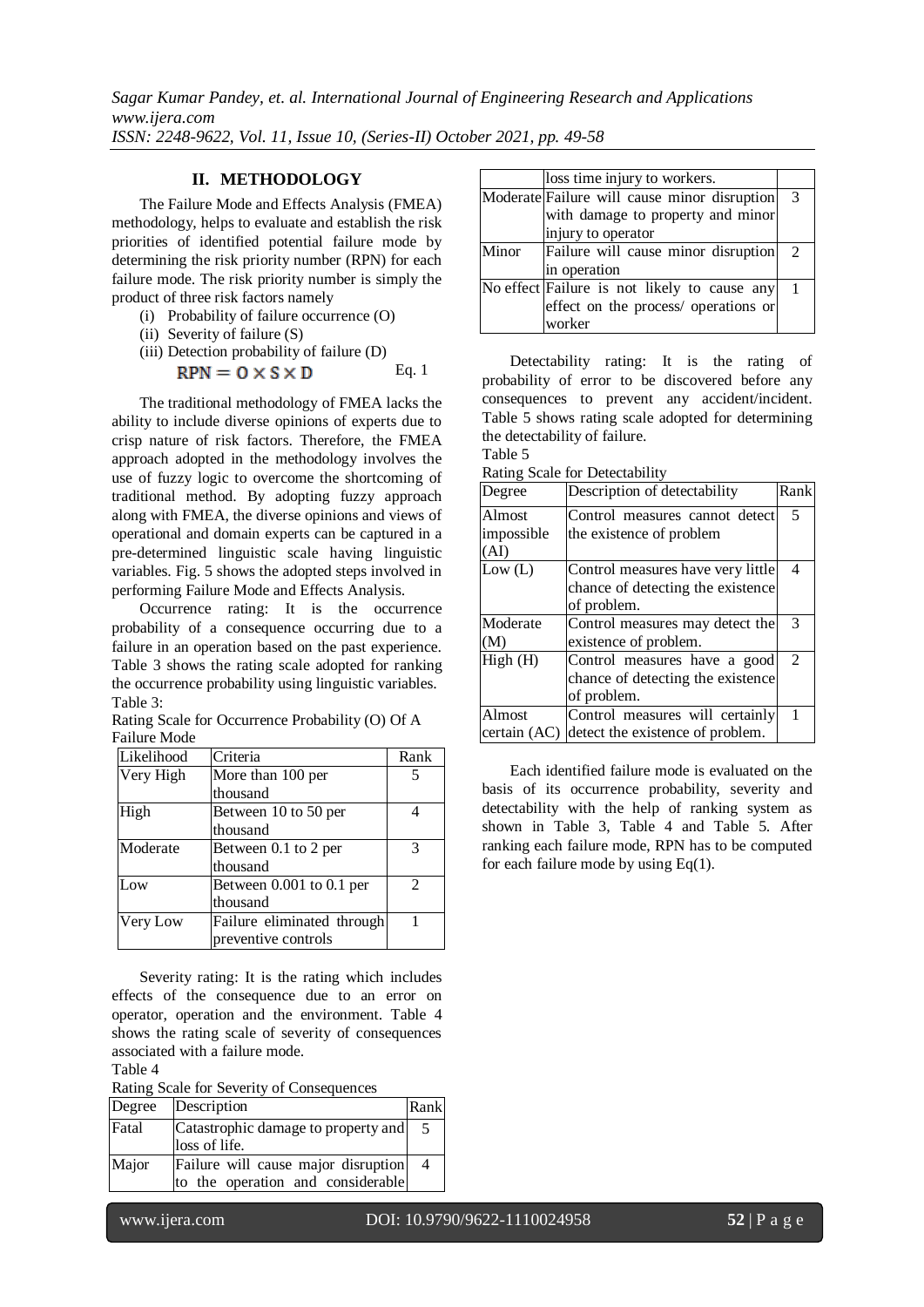## II. METHODOLOGY

The Failure Mode and Effects Analysis (FMEA) methodology, helps to evaluate and establish the risk priorities of identified potential failure mode by determining the risk priority number (RPN) for each failure mode. The risk priority number is simply the product of three risk factors namely

(i) Probability of failure occurrence (O)
(ii) Severity of failure (S)
(iii) Detection probability of failure (D)

$$RPN = O \times S \times D \qquad \text{Eq. 1}$$

The traditional methodology of FMEA lacks the ability to include diverse opinions of experts due to crisp nature of risk factors. Therefore, the FMEA approach adopted in the methodology involves the use of fuzzy logic to overcome the shortcoming of traditional method. By adopting fuzzy approach along with FMEA, the diverse opinions and views of operational and domain experts can be captured in a pre-determined linguistic scale having linguistic variables. Fig. 5 shows the adopted steps involved in performing Failure Mode and Effects Analysis.

Occurrence rating: It is the occurrence probability of a consequence occurring due to a failure in an operation based on the past experience. Table 3 shows the rating scale adopted for ranking the occurrence probability using linguistic variables.

Table 3:
Rating Scale for Occurrence Probability (O) Of A Failure Mode

| Likelihood | Criteria | Rank |
|---|---|---|
| Very High | More than 100 per thousand | 5 |
| High | Between 10 to 50 per thousand | 4 |
| Moderate | Between 0.1 to 2 per thousand | 3 |
| Low | Between 0.001 to 0.1 per thousand | 2 |
| Very Low | Failure eliminated through preventive controls | 1 |

Severity rating: It is the rating which includes effects of the consequence due to an error on operator, operation and the environment. Table 4 shows the rating scale of severity of consequences associated with a failure mode.

Table 4
Rating Scale for Severity of Consequences

| Degree | Description | Rank |
|---|---|---|
| Fatal | Catastrophic damage to property and loss of life. | 5 |
| Major | Failure will cause major disruption to the operation and considerable loss time injury to workers. | 4 |
| Moderate | Failure will cause minor disruption with damage to property and minor injury to operator | 3 |
| Minor | Failure will cause minor disruption in operation | 2 |
| No effect | Failure is not likely to cause any effect on the process/ operations or worker | 1 |

Detectability rating: It is the rating of probability of error to be discovered before any consequences to prevent any accident/incident. Table 5 shows rating scale adopted for determining the detectability of failure.

Table 5
Rating Scale for Detectability

| Degree | Description of detectability | Rank |
|---|---|---|
| Almost impossible (AI) | Control measures cannot detect the existence of problem | 5 |
| Low (L) | Control measures have very little chance of detecting the existence of problem. | 4 |
| Moderate (M) | Control measures may detect the existence of problem. | 3 |
| High (H) | Control measures have a good chance of detecting the existence of problem. | 2 |
| Almost certain (AC) | Control measures will certainly detect the existence of problem. | 1 |

Each identified failure mode is evaluated on the basis of its occurrence probability, severity and detectability with the help of ranking system as shown in Table 3, Table 4 and Table 5. After ranking each failure mode, RPN has to be computed for each failure mode by using Eq(1).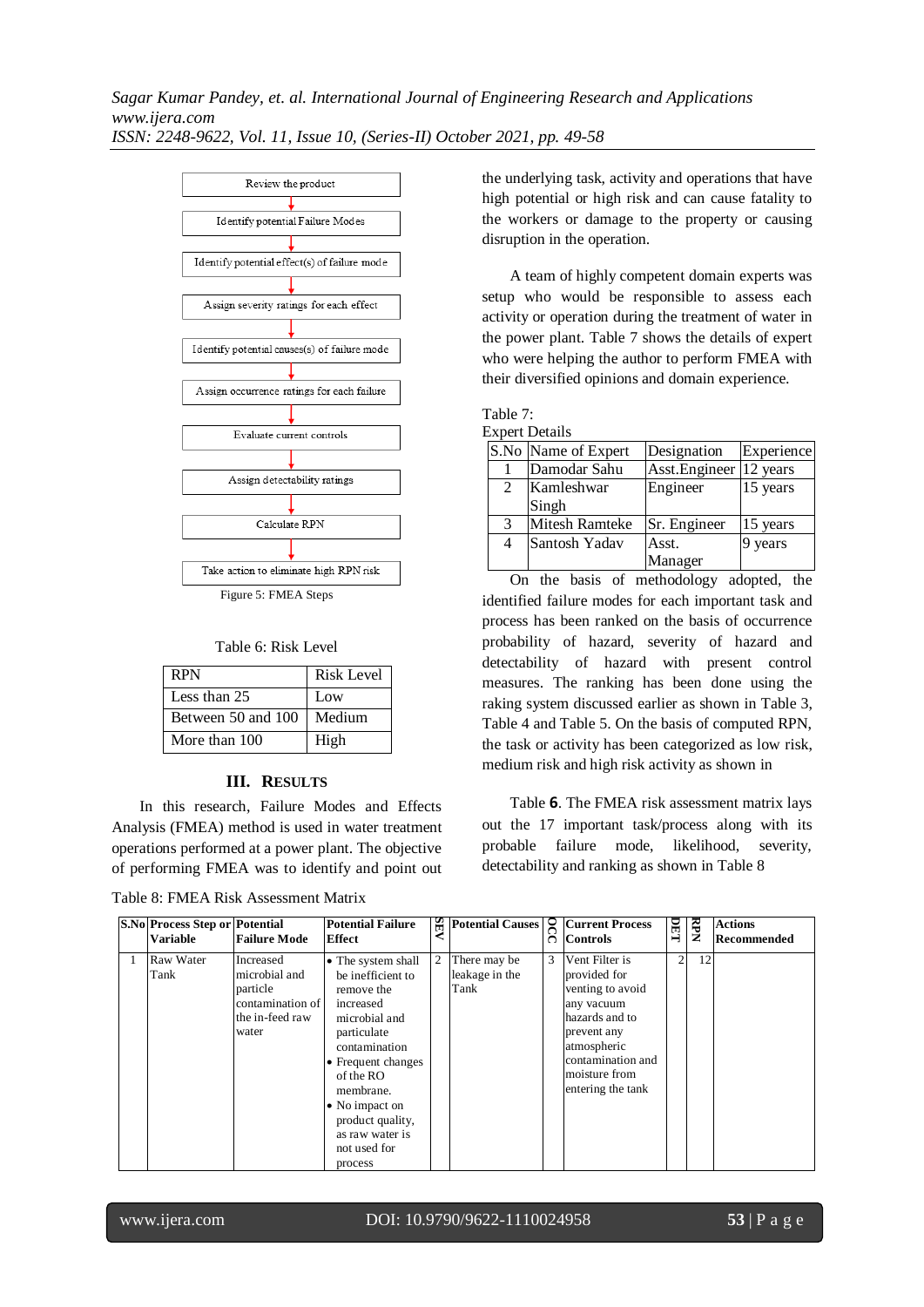Review the product

Identify potential Failure Modes

Identify potential effect(s) of failure mode

Assign severity ratings for each effect

Identify potential causes(s) of failure mode

Assign occurrence ratings for each failure

Evaluate current controls

Assign detectability ratings

Calculate RPN

Take action to eliminate high RPN risk

Figure 5: FMEA Steps

Table 6: Risk Level

| RPN | Risk Level |
|---|---|
| Less than 25 | Low |
| Between 50 and 100 | Medium |
| More than 100 | High |

## III. RESULTS

In this research, Failure Modes and Effects Analysis (FMEA) method is used in water treatment operations performed at a power plant. The objective of performing FMEA was to identify and point out the underlying task, activity and operations that have high potential or high risk and can cause fatality to the workers or damage to the property or causing disruption in the operation.

A team of highly competent domain experts was setup who would be responsible to assess each activity or operation during the treatment of water in the power plant. Table 7 shows the details of expert who were helping the author to perform FMEA with their diversified opinions and domain experience.

Table 7:
Expert Details

| S.No | Name of Expert | Designation | Experience |
|---|---|---|---|
| 1 | Damodar Sahu | Asst.Engineer | 12 years |
| 2 | Kamleshwar Singh | Engineer | 15 years |
| 3 | Mitesh Ramteke | Sr. Engineer | 15 years |
| 4 | Santosh Yadav | Asst. Manager | 9 years |

On the basis of methodology adopted, the identified failure modes for each important task and process has been ranked on the basis of occurrence probability of hazard, severity of hazard and detectability of hazard with present control measures. The ranking has been done using the raking system discussed earlier as shown in Table 3, Table 4 and Table 5. On the basis of computed RPN, the task or activity has been categorized as low risk, medium risk and high risk activity as shown in

Table **6**. The FMEA risk assessment matrix lays out the 17 important task/process along with its probable failure mode, likelihood, severity, detectability and ranking as shown in Table 8

Table 8: FMEA Risk Assessment Matrix

| S.No | Process Step or Variable | Potential Failure Mode | Potential Failure Effect | SEV | Potential Causes | OCC | Current Process Controls | DET | RPN | Actions Recommended |
|---|---|---|---|---|---|---|---|---|---|---|
| 1 | Raw Water Tank | Increased microbial and particle contamination of the in-feed raw water | • The system shall be inefficient to remove the increased microbial and particulate contamination<br>• Frequent changes of the RO membrane.<br>• No impact on product quality, as raw water is not used for process | 2 | There may be leakage in the Tank | 3 | Vent Filter is provided for venting to avoid any vacuum hazards and to prevent any atmospheric contamination and moisture from entering the tank | 2 | 12 | |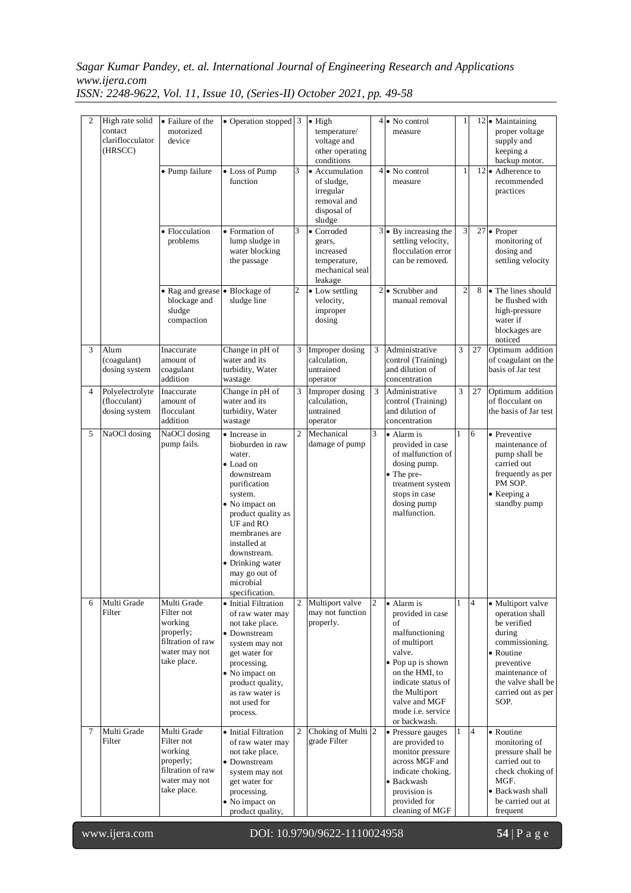| 2 | High rate solid contact clariflocculator (HRSCC) | • Failure of the motorized device | • Operation stopped | 3 | • High temperature/ voltage and other operating conditions | 4 | • No control measure | 1 | 12 | • Maintaining proper voltage supply and keeping a backup motor. |
|---|---|---|---|---|---|---|---|---|---|---|
| | | • Pump failure | • Loss of Pump function | 3 | • Accumulation of sludge, irregular removal and disposal of sludge | 4 | • No control measure | 1 | 12 | • Adherence to recommended practices |
| | | • Flocculation problems | • Formation of lump sludge in water blocking the passage | 3 | • Corroded gears, increased temperature, mechanical seal leakage | 3 | • By increasing the settling velocity, flocculation error can be removed. | 3 | 27 | • Proper monitoring of dosing and settling velocity |
| | | • Rag and grease blockage and sludge compaction | • Blockage of sludge line | 2 | • Low settling velocity, improper dosing | 2 | • Scrubber and manual removal | 2 | 8 | • The lines should be flushed with high-pressure water if blockages are noticed |
| 3 | Alum (coagulant) dosing system | Inaccurate amount of coagulant addition | Change in pH of water and its turbidity, Water wastage | 3 | Improper dosing calculation, untrained operator | 3 | Administrative control (Training) and dilution of concentration | 3 | 27 | Optimum addition of coagulant on the basis of Jar test |
| 4 | Polyelectrolyte (flocculant) dosing system | Inaccurate amount of flocculant addition | Change in pH of water and its turbidity, Water wastage | 3 | Improper dosing calculation, untrained operator | 3 | Administrative control (Training) and dilution of concentration | 3 | 27 | Optimum addition of flocculant on the basis of Jar test |
| 5 | NaOCl dosing | NaOCl dosing pump fails. | • Increase in bioburden in raw water. • Load on downstream purification system. • No impact on product quality as UF and RO membranes are installed at downstream. • Drinking water may go out of microbial specification. | 2 | Mechanical damage of pump | 3 | • Alarm is provided in case of malfunction of dosing pump. • The pre-treatment system stops in case dosing pump malfunction. | 1 | 6 | • Preventive maintenance of pump shall be carried out frequently as per PM SOP. • Keeping a standby pump |
| 6 | Multi Grade Filter | Multi Grade Filter not working properly; filtration of raw water may not take place. | • Initial Filtration of raw water may not take place. • Downstream system may not get water for processing. • No impact on product quality, as raw water is not used for process. | 2 | Multiport valve may not function properly. | 2 | • Alarm is provided in case of malfunctioning of multiport valve. • Pop up is shown on the HMI, to indicate status of the Multiport valve and MGF mode i.e. service or backwash. | 1 | 4 | • Multiport valve operation shall be verified during commissioning. • Routine preventive maintenance of the valve shall be carried out as per SOP. |
| 7 | Multi Grade Filter | Multi Grade Filter not working properly; filtration of raw water may not take place. | • Initial Filtration of raw water may not take place. • Downstream system may not get water for processing. • No impact on product quality, | 2 | Choking of Multi grade Filter | 2 | • Pressure gauges are provided to monitor pressure across MGF and indicate choking. • Backwash provision is provided for cleaning of MGF | 1 | 4 | • Routine monitoring of pressure shall be carried out to check choking of MGF. • Backwash shall be carried out at frequent |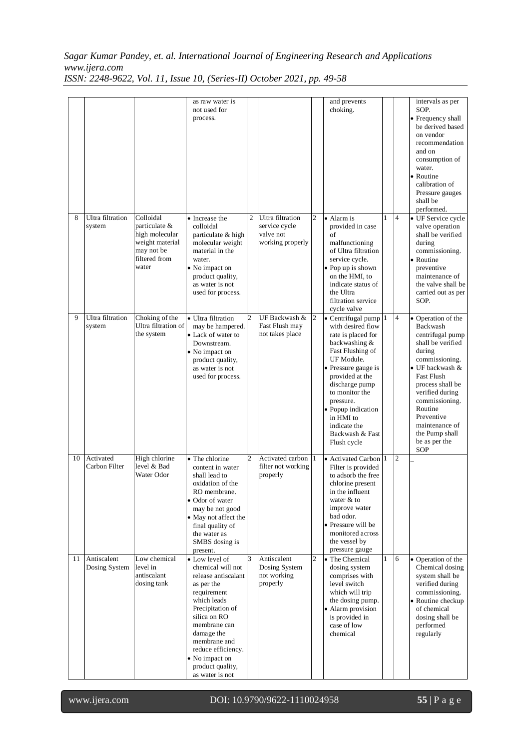| | | | as raw water is not used for process. | | | | and prevents choking. | | | intervals as per SOP. • Frequency shall be derived based on vendor recommendation and on consumption of water. • Routine calibration of Pressure gauges shall be performed. |
|---|---|---|---|---|---|---|---|---|---|---|
| 8 | Ultra filtration system | Colloidal particulate & high molecular weight material may not be filtered from water | • Increase the colloidal particulate & high molecular weight material in the water. • No impact on product quality, as water is not used for process. | 2 | Ultra filtration service cycle valve not working properly | 2 | • Alarm is provided in case of malfunctioning of Ultra filtration service cycle. • Pop up is shown on the HMI, to indicate status of the Ultra filtration service cycle valve | 1 | 4 | • UF Service cycle valve operation shall be verified during commissioning. • Routine preventive maintenance of the valve shall be carried out as per SOP. |
| 9 | Ultra filtration system | Choking of the Ultra filtration of the system | • Ultra filtration may be hampered. • Lack of water to Downstream. • No impact on product quality, as water is not used for process. | 2 | UF Backwash & Fast Flush may not takes place | 2 | • Centrifugal pump with desired flow rate is placed for backwashing & Fast Flushing of UF Module. • Pressure gauge is provided at the discharge pump to monitor the pressure. • Popup indication in HMI to indicate the Backwash & Fast Flush cycle | 1 | 4 | • Operation of the Backwash centrifugal pump shall be verified during commissioning. • UF backwash & Fast Flush process shall be verified during commissioning. Routine Preventive maintenance of the Pump shall be as per the SOP |
| 10 | Activated Carbon Filter | High chlorine level & Bad Water Odor | • The chlorine content in water shall lead to oxidation of the RO membrane. • Odor of water may be not good • May not affect the final quality of the water as SMBS dosing is present. | 2 | Activated carbon filter not working properly | 1 | • Activated Carbon Filter is provided to adsorb the free chlorine present in the influent water & to improve water bad odor. • Pressure will be monitored across the vessel by pressure gauge | 1 | 2 | _ |
| 11 | Antiscalent Dosing System | Low chemical level in antiscalant dosing tank | • Low level of chemical will not release antiscalant as per the requirement which leads Precipitation of silica on RO membrane can damage the membrane and reduce efficiency. • No impact on product quality, as water is not | 3 | Antiscalent Dosing System not working properly | 2 | • The Chemical dosing system comprises with level switch which will trip the dosing pump. • Alarm provision is provided in case of low chemical | 1 | 6 | • Operation of the Chemical dosing system shall be verified during commissioning. • Routine checkup of chemical dosing shall be performed regularly |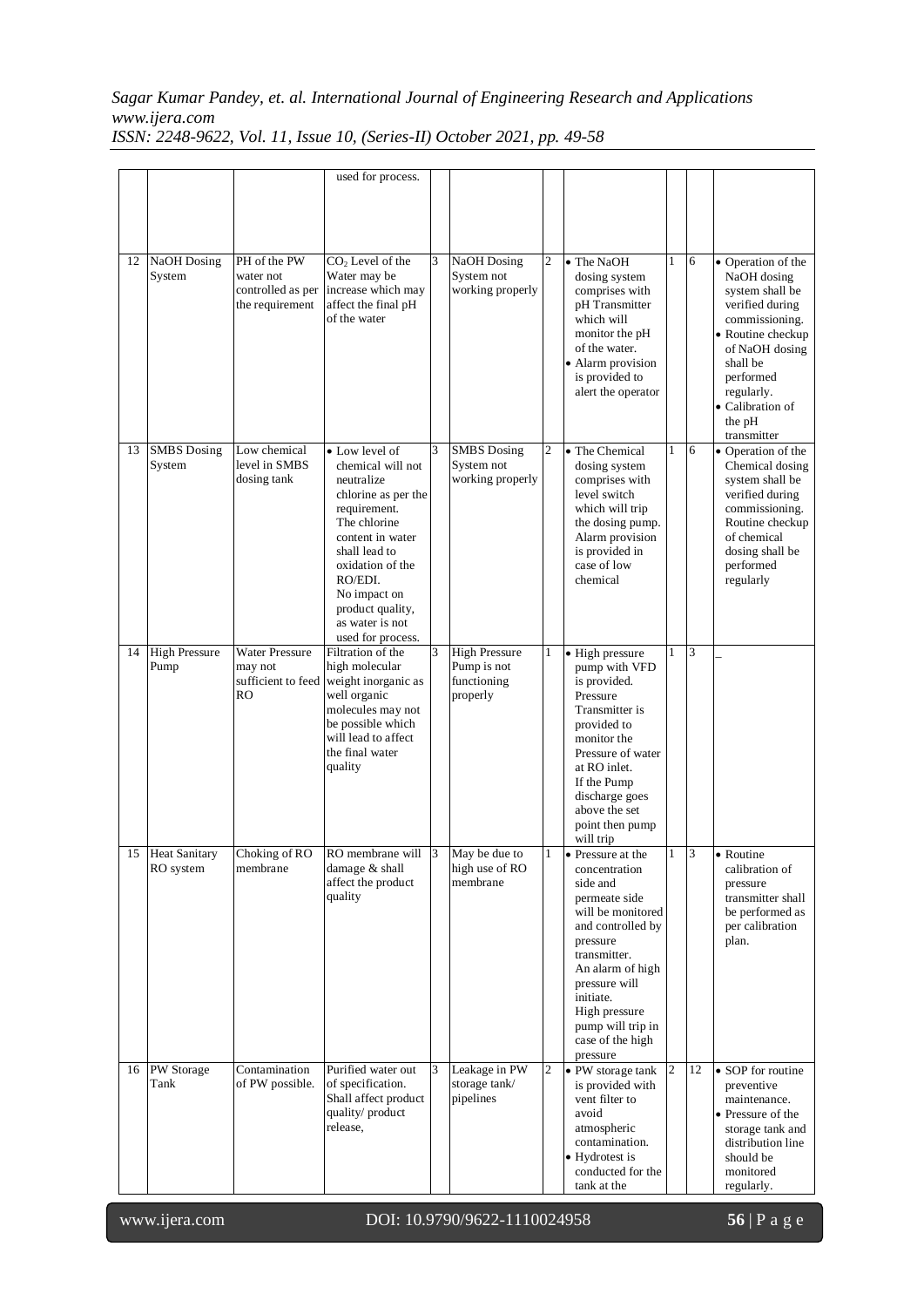|  |  |  | used for process. |  |  |  |  |  |  |  |
|---|---|---|---|---|---|---|---|---|---|---|
| 12 | NaOH Dosing System | PH of the PW water not controlled as per the requirement | $CO_2$ Level of the Water may be increase which may affect the final pH of the water | 3 | NaOH Dosing System not working properly | 2 | • The NaOH dosing system comprises with pH Transmitter which will monitor the pH of the water. • Alarm provision is provided to alert the operator | 1 | 6 | • Operation of the NaOH dosing system shall be verified during commissioning. • Routine checkup of NaOH dosing shall be performed regularly. • Calibration of the pH transmitter |
| 13 | SMBS Dosing System | Low chemical level in SMBS dosing tank | • Low level of chemical will not neutralize chlorine as per the requirement. The chlorine content in water shall lead to oxidation of the RO/EDI. No impact on product quality, as water is not used for process. | 3 | SMBS Dosing System not working properly | 2 | • The Chemical dosing system comprises with level switch which will trip the dosing pump. Alarm provision is provided in case of low chemical | 1 | 6 | • Operation of the Chemical dosing system shall be verified during commissioning. Routine checkup of chemical dosing shall be performed regularly |
| 14 | High Pressure Pump | Water Pressure may not sufficient to feed RO | Filtration of the high molecular weight inorganic as well organic molecules may not be possible which will lead to affect the final water quality | 3 | High Pressure Pump is not functioning properly | 1 | • High pressure pump with VFD is provided. Pressure Transmitter is provided to monitor the Pressure of water at RO inlet. If the Pump discharge goes above the set point then pump will trip | 1 | 3 | _ |
| 15 | Heat Sanitary RO system | Choking of RO membrane | RO membrane will damage & shall affect the product quality | 3 | May be due to high use of RO membrane | 1 | • Pressure at the concentration side and permeate side will be monitored and controlled by pressure transmitter. An alarm of high pressure will initiate. High pressure pump will trip in case of the high pressure | 1 | 3 | • Routine calibration of pressure transmitter shall be performed as per calibration plan. |
| 16 | PW Storage Tank | Contamination of PW possible. | Purified water out of specification. Shall affect product quality/ product release, | 3 | Leakage in PW storage tank/ pipelines | 2 | • PW storage tank is provided with vent filter to avoid atmospheric contamination. • Hydrotest is conducted for the tank at the | 2 | 12 | • SOP for routine preventive maintenance. • Pressure of the storage tank and distribution line should be monitored regularly. |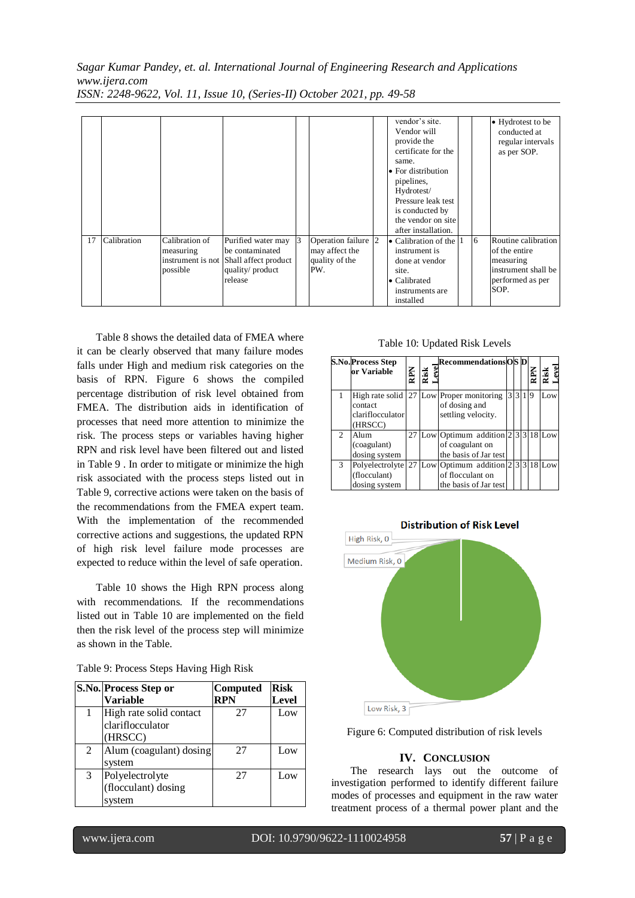| | | | | | | | | | | | |
|---|---|---|---|---|---|---|---|---|---|---|---|
| | | | | | | | vendor's site. Vendor will provide the certificate for the same. • For distribution pipelines, Hydrotest/ Pressure leak test is conducted by the vendor on site after installation. | | | | • Hydrotest to be conducted at regular intervals as per SOP. |
| 17 | Calibration | Calibration of measuring instrument is not possible | Purified water may be contaminated Shall affect product quality/ product release | 3 | | Operation failure may affect the quality of the PW. | 2 • Calibration of the instrument is done at vendor site. • Calibrated instruments are installed | 1 | | 6 | Routine calibration of the entire measuring instrument shall be performed as per SOP. |

Table 8 shows the detailed data of FMEA where it can be clearly observed that many failure modes falls under High and medium risk categories on the basis of RPN. Figure 6 shows the compiled percentage distribution of risk level obtained from FMEA. The distribution aids in identification of the processes that need more attention to minimize the risk. The process steps or variables having higher RPN and risk level have been filtered out and listed in Table 9 . In order to mitigate or minimize the high risk associated with the process steps listed out in Table 9, corrective actions were taken on the basis of the recommendations from the FMEA expert team. With the implementation of the recommended corrective actions and suggestions, the updated RPN of high risk level failure mode processes are expected to reduce within the level of safe operation.

Table 10 shows the High RPN process along with recommendations. If the recommendations listed out in Table 10 are implemented on the field then the risk level of the process step will minimize as shown in the Table.

Table 9: Process Steps Having High Risk

| S.No. | Process Step or Variable | Computed RPN | Risk Level |
|---|---|---|---|
| 1 | High rate solid contact clariflocculator (HRSCC) | 27 | Low |
| 2 | Alum (coagulant) dosing system | 27 | Low |
| 3 | Polyelectrolyte (flocculant) dosing system | 27 | Low |

Table 10: Updated Risk Levels

| S.No. | Process Step or Variable | RPN | Risk Level | Recommendations | O | S | D | RPN | Risk Level |
|---|---|---|---|---|---|---|---|---|---|
| 1 | High rate solid contact clariflocculator (HRSCC) | 27 | Low | Proper monitoring of dosing and settling velocity. | 3 | 3 | 1 | 9 | Low |
| 2 | Alum (coagulant) dosing system | 27 | Low | Optimum addition of coagulant on the basis of Jar test | 2 | 3 | 3 | 18 | Low |
| 3 | Polyelectrolyte (flocculant) dosing system | 27 | Low | Optimum addition of flocculant on the basis of Jar test | 2 | 3 | 3 | 18 | Low |

Distribution of Risk Level

High Risk, 0

Medium Risk, 0

Low Risk, 3

Figure 6: Computed distribution of risk levels

## IV. CONCLUSION

The research lays out the outcome of investigation performed to identify different failure modes of processes and equipment in the raw water treatment process of a thermal power plant and the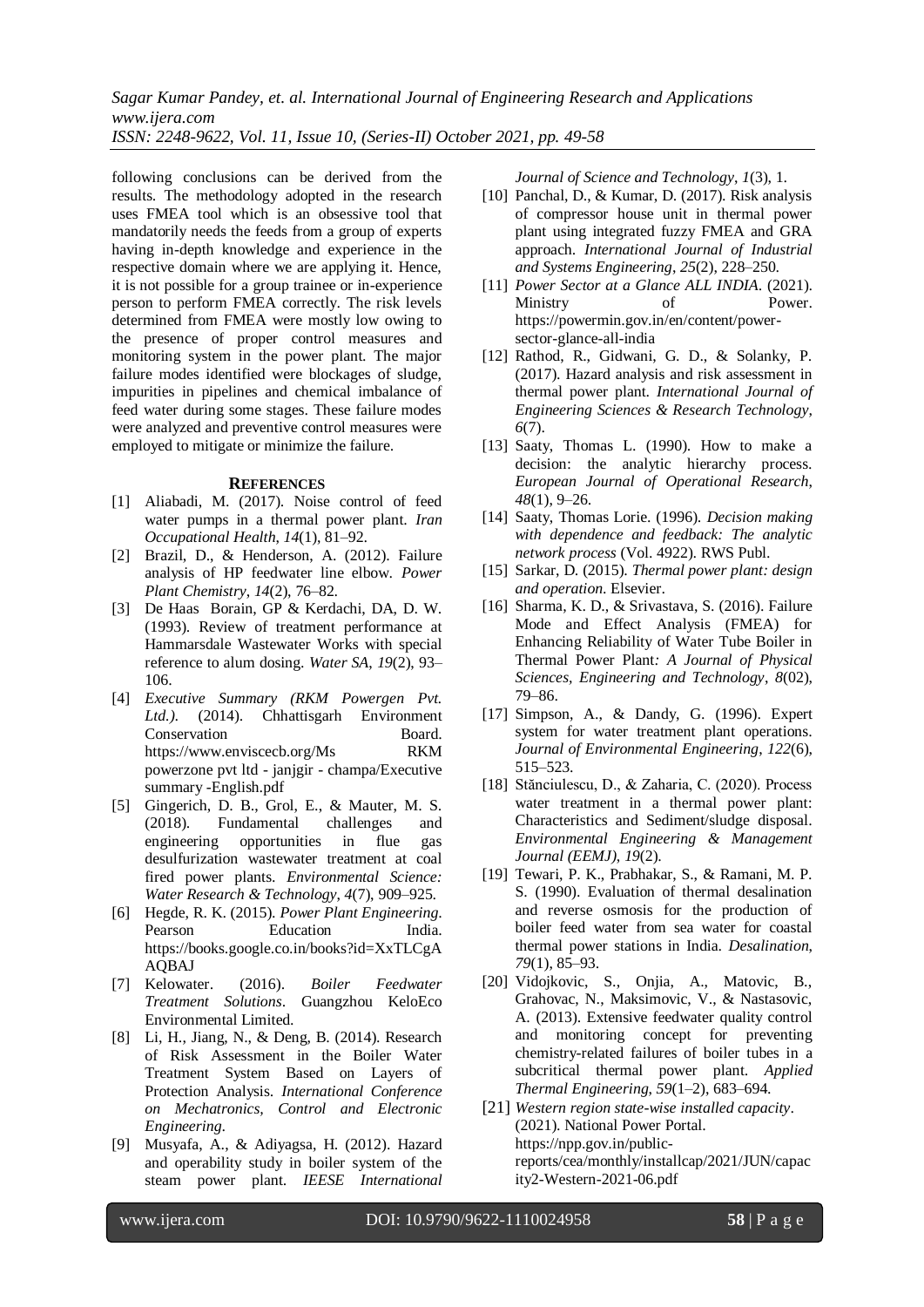following conclusions can be derived from the results. The methodology adopted in the research uses FMEA tool which is an obsessive tool that mandatorily needs the feeds from a group of experts having in-depth knowledge and experience in the respective domain where we are applying it. Hence, it is not possible for a group trainee or in-experience person to perform FMEA correctly. The risk levels determined from FMEA were mostly low owing to the presence of proper control measures and monitoring system in the power plant. The major failure modes identified were blockages of sludge, impurities in pipelines and chemical imbalance of feed water during some stages. These failure modes were analyzed and preventive control measures were employed to mitigate or minimize the failure.

## REFERENCES

- [1] Aliabadi, M. (2017). Noise control of feed water pumps in a thermal power plant. *Iran Occupational Health*, *14*(1), 81–92.
- [2] Brazil, D., & Henderson, A. (2012). Failure analysis of HP feedwater line elbow. *Power Plant Chemistry*, *14*(2), 76–82.
- [3] De Haas Borain, GP & Kerdachi, DA, D. W. (1993). Review of treatment performance at Hammarsdale Wastewater Works with special reference to alum dosing. *Water SA*, *19*(2), 93–106.
- [4] *Executive Summary (RKM Powergen Pvt. Ltd.)*. (2014). Chhattisgarh Environment Conservation Board. https://www.enviscecb.org/Ms RKM powerzone pvt ltd - janjgir - champa/Executive summary -English.pdf
- [5] Gingerich, D. B., Grol, E., & Mauter, M. S. (2018). Fundamental challenges and engineering opportunities in flue gas desulfurization wastewater treatment at coal fired power plants. *Environmental Science: Water Research & Technology*, *4*(7), 909–925.
- [6] Hegde, R. K. (2015). *Power Plant Engineering*. Pearson Education India. https://books.google.co.in/books?id=XxTLCgAAQBAJ
- [7] Kelowater. (2016). *Boiler Feedwater Treatment Solutions*. Guangzhou KeloEco Environmental Limited.
- [8] Li, H., Jiang, N., & Deng, B. (2014). Research of Risk Assessment in the Boiler Water Treatment System Based on Layers of Protection Analysis. *International Conference on Mechatronics, Control and Electronic Engineering*.
- [9] Musyafa, A., & Adiyagsa, H. (2012). Hazard and operability study in boiler system of the steam power plant. *IEESE International Journal of Science and Technology*, *1*(3), 1.
- [10] Panchal, D., & Kumar, D. (2017). Risk analysis of compressor house unit in thermal power plant using integrated fuzzy FMEA and GRA approach. *International Journal of Industrial and Systems Engineering*, *25*(2), 228–250.
- [11] *Power Sector at a Glance ALL INDIA*. (2021). Ministry of Power. https://powermin.gov.in/en/content/power-sector-glance-all-india
- [12] Rathod, R., Gidwani, G. D., & Solanky, P. (2017). Hazard analysis and risk assessment in thermal power plant. *International Journal of Engineering Sciences & Research Technology*, *6*(7).
- [13] Saaty, Thomas L. (1990). How to make a decision: the analytic hierarchy process. *European Journal of Operational Research*, *48*(1), 9–26.
- [14] Saaty, Thomas Lorie. (1996). *Decision making with dependence and feedback: The analytic network process* (Vol. 4922). RWS Publ.
- [15] Sarkar, D. (2015). *Thermal power plant: design and operation*. Elsevier.
- [16] Sharma, K. D., & Srivastava, S. (2016). Failure Mode and Effect Analysis (FMEA) for Enhancing Reliability of Water Tube Boiler in Thermal Power Plant*: A Journal of Physical Sciences, Engineering and Technology*, *8*(02), 79–86.
- [17] Simpson, A., & Dandy, G. (1996). Expert system for water treatment plant operations. *Journal of Environmental Engineering*, *122*(6), 515–523.
- [18] Stănciulescu, D., & Zaharia, C. (2020). Process water treatment in a thermal power plant: Characteristics and Sediment/sludge disposal. *Environmental Engineering & Management Journal (EEMJ)*, *19*(2).
- [19] Tewari, P. K., Prabhakar, S., & Ramani, M. P. S. (1990). Evaluation of thermal desalination and reverse osmosis for the production of boiler feed water from sea water for coastal thermal power stations in India. *Desalination*, *79*(1), 85–93.
- [20] Vidojkovic, S., Onjia, A., Matovic, B., Grahovac, N., Maksimovic, V., & Nastasovic, A. (2013). Extensive feedwater quality control and monitoring concept for preventing chemistry-related failures of boiler tubes in a subcritical thermal power plant. *Applied Thermal Engineering*, *59*(1–2), 683–694.
- [21] *Western region state-wise installed capacity*. (2021). National Power Portal. https://npp.gov.in/public-reports/cea/monthly/installcap/2021/JUN/capacity2-Western-2021-06.pdf